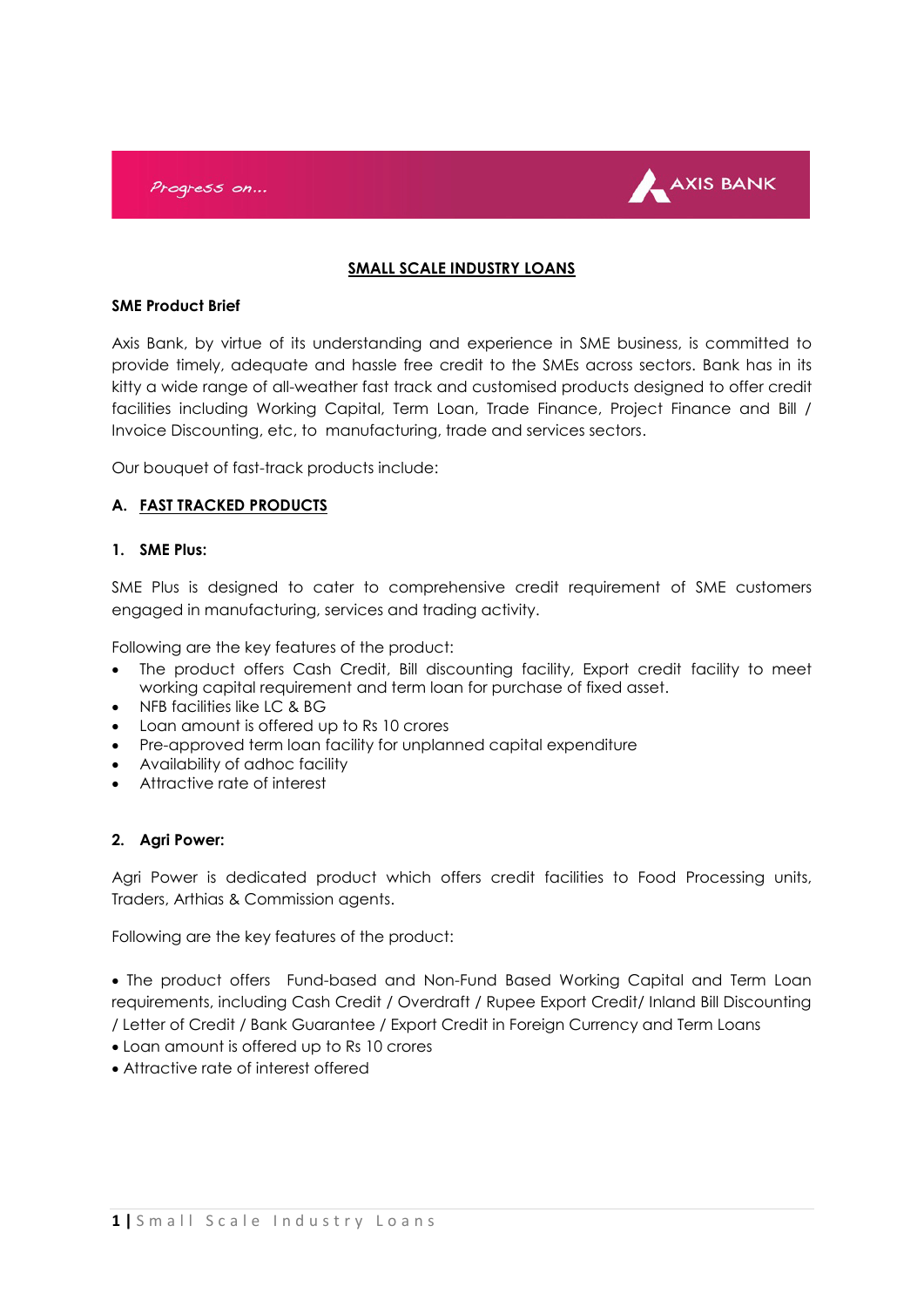# SMALL SCALE INDUSTRY LOANS

## SME Product Brief

Axis Bank, by virtue of its understanding and experience in SME business, is committed to provide timely, adequate and hassle free credit to the SMEs across sectors. Bank has in its kitty a wide range of all-weather fast track and customised products designed to offer credit facilities including Working Capital, Term Loan, Trade Finance, Project Finance and Bill / Invoice Discounting, etc, to manufacturing, trade and services sectors.

Our bouquet of fast-track products include:

## A. FAST TRACKED PRODUCTS

### 1. SME Plus:

SME Plus is designed to cater to comprehensive credit requirement of SME customers engaged in manufacturing, services and trading activity.

Following are the key features of the product:

- The product offers Cash Credit, Bill discounting facility, Export credit facility to meet working capital requirement and term loan for purchase of fixed asset.
- NFB facilities like LC & BG
- Loan amount is offered up to Rs 10 crores
- Pre-approved term loan facility for unplanned capital expenditure
- Availability of adhoc facility
- Attractive rate of interest

### 2. Agri Power:

Agri Power is dedicated product which offers credit facilities to Food Processing units, Traders, Arthias & Commission agents.

Following are the key features of the product:

- The product offers Fund-based and Non-Fund Based Working Capital and Term Loan requirements, including Cash Credit / Overdraft / Rupee Export Credit/ Inland Bill Discounting / Letter of Credit / Bank Guarantee / Export Credit in Foreign Currency and Term Loans
- Loan amount is offered up to Rs 10 crores
- Attractive rate of interest offered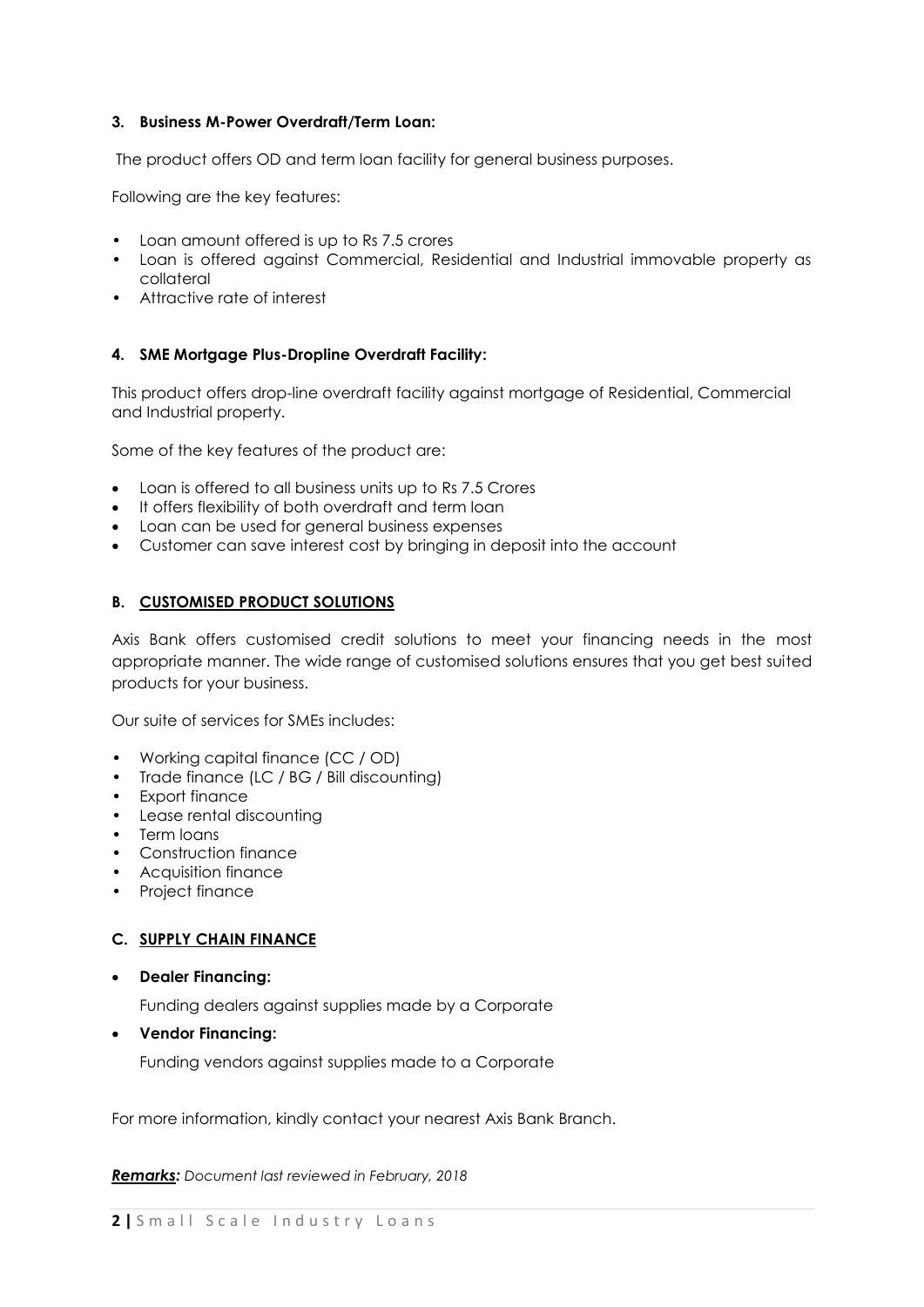### 3. Business M-Power Overdraft/Term Loan:

The product offers OD and term loan facility for general business purposes.

Following are the key features:

- Loan amount offered is up to Rs 7.5 crores
- Loan is offered against Commercial, Residential and Industrial immovable property as collateral
- Attractive rate of interest

### 4. SME Mortgage Plus-Dropline Overdraft Facility:

This product offers drop-line overdraft facility against mortgage of Residential, Commercial and Industrial property.

Some of the key features of the product are:

- Loan is offered to all business units up to Rs 7.5 Crores
- It offers flexibility of both overdraft and term loan
- Loan can be used for general business expenses
- Customer can save interest cost by bringing in deposit into the account

## B. CUSTOMISED PRODUCT SOLUTIONS

Axis Bank offers customised credit solutions to meet your financing needs in the most appropriate manner. The wide range of customised solutions ensures that you get best suited products for your business.

Our suite of services for SMEs includes:

- Working capital finance (CC / OD)
- Trade finance (LC / BG / Bill discounting)
- Export finance
- Lease rental discounting
- Term loans
- Construction finance
- Acquisition finance
- Project finance

## C. SUPPLY CHAIN FINANCE

- **Dealer Financing:**

  Funding dealers against supplies made by a Corporate

- **Vendor Financing:**

  Funding vendors against supplies made to a Corporate

For more information, kindly contact your nearest Axis Bank Branch.

***Remarks:*** *Document last reviewed in February, 2018*